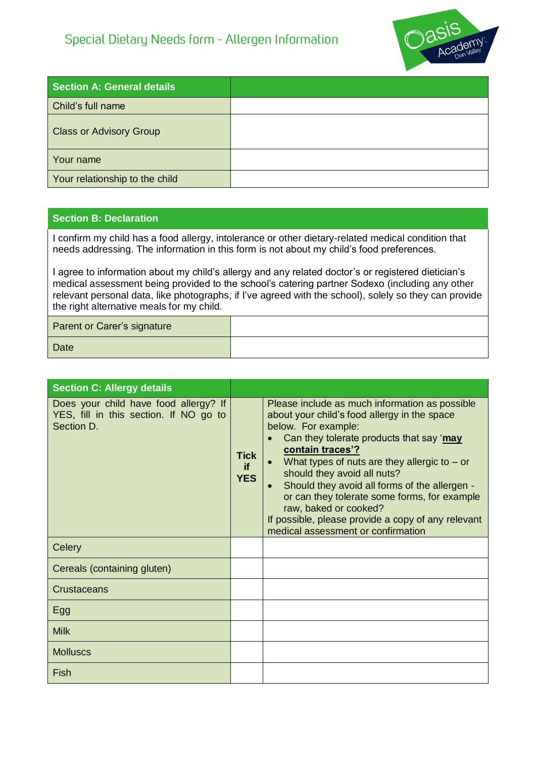# Special Dietary Needs form - Allergen Information

| Section A: General details | |
|---|---|
| Child's full name | |
| Class or Advisory Group | |
| Your name | |
| Your relationship to the child | |

## Section B: Declaration

I confirm my child has a food allergy, intolerance or other dietary-related medical condition that needs addressing. The information in this form is not about my child's food preferences.

I agree to information about my child's allergy and any related doctor's or registered dietician's medical assessment being provided to the school's catering partner Sodexo (including any other relevant personal data, like photographs, if I've agreed with the school), solely so they can provide the right alternative meals for my child.

| Parent or Carer's signature | |
|---|---|
| Date | |

| Section C: Allergy details | | |
|---|---|---|
| Does your child have food allergy? If YES, fill in this section. If NO go to Section D. | **Tick if YES** | Please include as much information as possible about your child's food allergy in the space below. For example:<br>• Can they tolerate products that say '**may contain traces'?**<br>• What types of nuts are they allergic to – or should they avoid all nuts?<br>• Should they avoid all forms of the allergen - or can they tolerate some forms, for example raw, baked or cooked?<br>If possible, please provide a copy of any relevant medical assessment or confirmation |
| Celery | | |
| Cereals (containing gluten) | | |
| Crustaceans | | |
| Egg | | |
| Milk | | |
| Molluscs | | |
| Fish | | |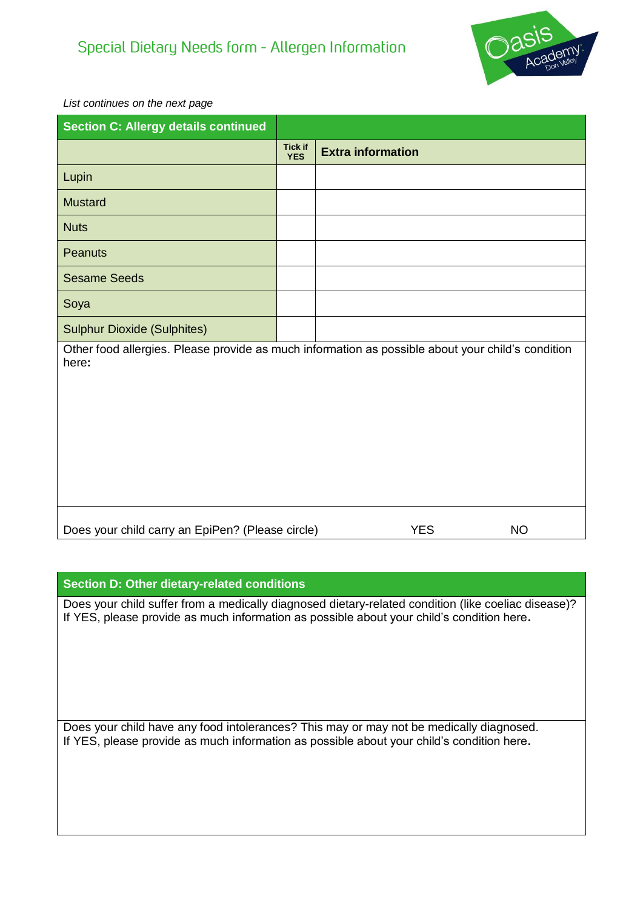# Special Dietary Needs form - Allergen Information

*List continues on the next page*

| Section C: Allergy details continued | | |
|---|---|---|
| | Tick if YES | Extra information |
| Lupin | | |
| Mustard | | |
| Nuts | | |
| Peanuts | | |
| Sesame Seeds | | |
| Soya | | |
| Sulphur Dioxide (Sulphites) | | |

Other food allergies. Please provide as much information as possible about your child's condition here**:**

Does your child carry an EpiPen? (Please circle) YES NO

**Section D: Other dietary-related conditions**

Does your child suffer from a medically diagnosed dietary-related condition (like coeliac disease)? If YES, please provide as much information as possible about your child's condition here**.**

Does your child have any food intolerances? This may or may not be medically diagnosed. If YES, please provide as much information as possible about your child's condition here**.**